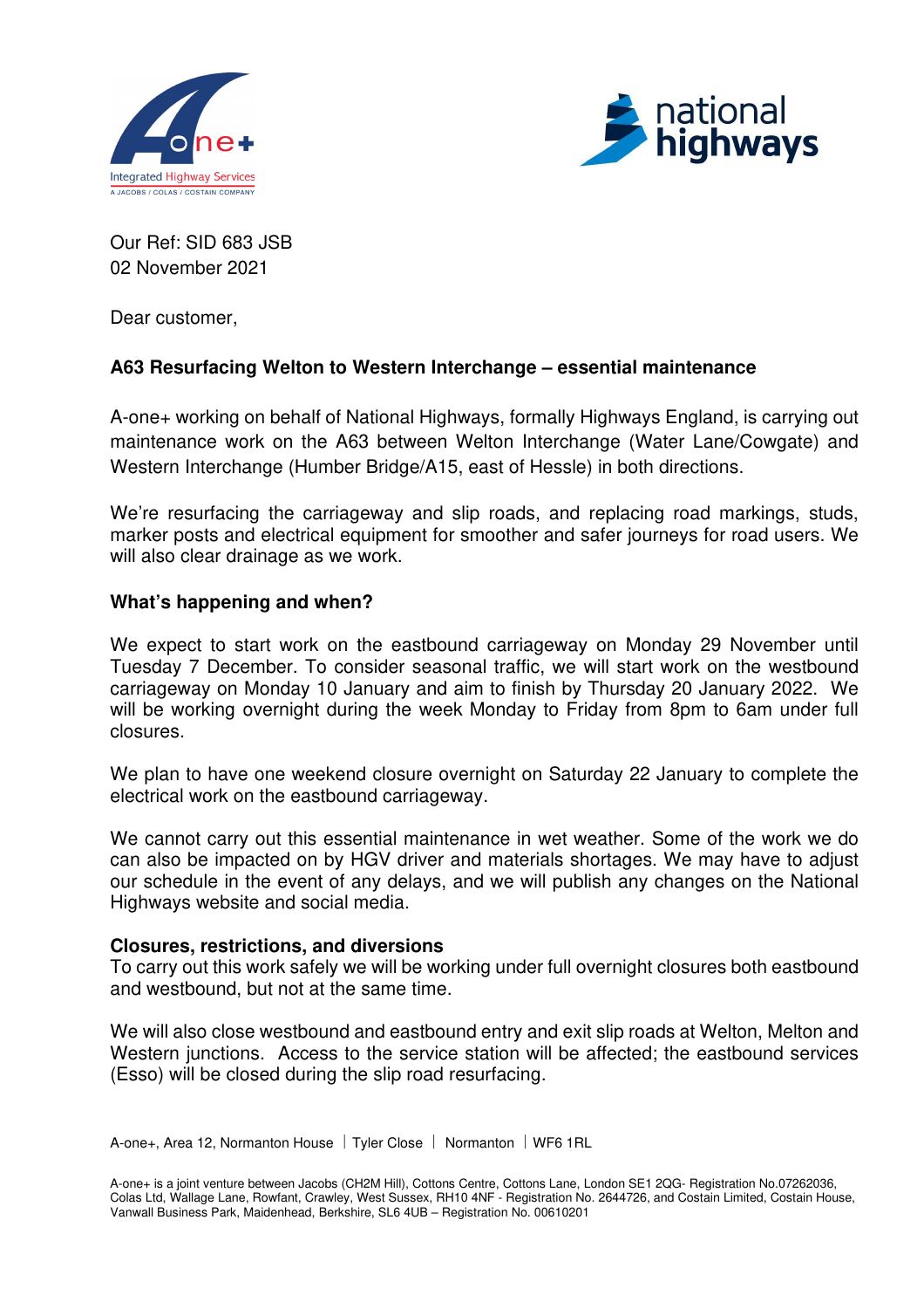Our Ref: SID 683 JSB
02 November 2021

Dear customer,

**A63 Resurfacing Welton to Western Interchange – essential maintenance**

A-one+ working on behalf of National Highways, formally Highways England, is carrying out maintenance work on the A63 between Welton Interchange (Water Lane/Cowgate) and Western Interchange (Humber Bridge/A15, east of Hessle) in both directions.

We're resurfacing the carriageway and slip roads, and replacing road markings, studs, marker posts and electrical equipment for smoother and safer journeys for road users. We will also clear drainage as we work.

**What's happening and when?**

We expect to start work on the eastbound carriageway on Monday 29 November until Tuesday 7 December. To consider seasonal traffic, we will start work on the westbound carriageway on Monday 10 January and aim to finish by Thursday 20 January 2022. We will be working overnight during the week Monday to Friday from 8pm to 6am under full closures.

We plan to have one weekend closure overnight on Saturday 22 January to complete the electrical work on the eastbound carriageway.

We cannot carry out this essential maintenance in wet weather. Some of the work we do can also be impacted on by HGV driver and materials shortages. We may have to adjust our schedule in the event of any delays, and we will publish any changes on the National Highways website and social media.

**Closures, restrictions, and diversions**

To carry out this work safely we will be working under full overnight closures both eastbound and westbound, but not at the same time.

We will also close westbound and eastbound entry and exit slip roads at Welton, Melton and Western junctions. Access to the service station will be affected; the eastbound services (Esso) will be closed during the slip road resurfacing.

A-one+, Area 12, Normanton House | Tyler Close | Normanton | WF6 1RL

A-one+ is a joint venture between Jacobs (CH2M Hill), Cottons Centre, Cottons Lane, London SE1 2QG- Registration No.07262036, Colas Ltd, Wallage Lane, Rowfant, Crawley, West Sussex, RH10 4NF - Registration No. 2644726, and Costain Limited, Costain House, Vanwall Business Park, Maidenhead, Berkshire, SL6 4UB – Registration No. 00610201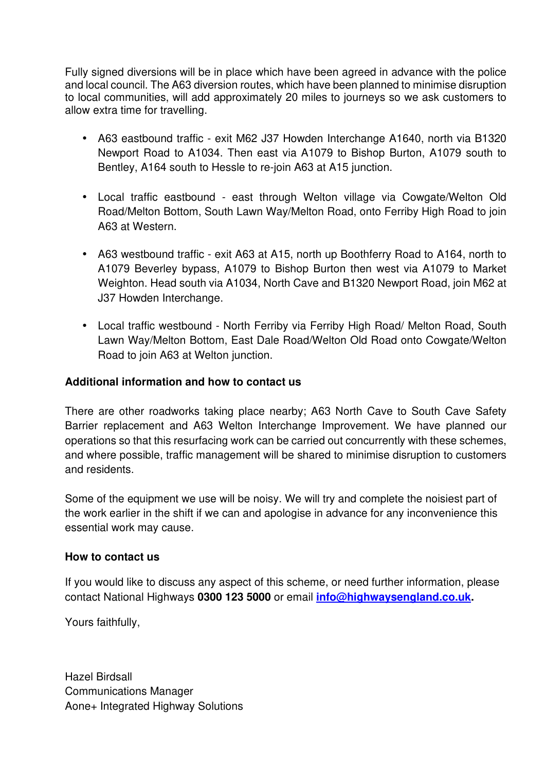Fully signed diversions will be in place which have been agreed in advance with the police and local council. The A63 diversion routes, which have been planned to minimise disruption to local communities, will add approximately 20 miles to journeys so we ask customers to allow extra time for travelling.

- A63 eastbound traffic - exit M62 J37 Howden Interchange A1640, north via B1320 Newport Road to A1034. Then east via A1079 to Bishop Burton, A1079 south to Bentley, A164 south to Hessle to re-join A63 at A15 junction.
- Local traffic eastbound - east through Welton village via Cowgate/Welton Old Road/Melton Bottom, South Lawn Way/Melton Road, onto Ferriby High Road to join A63 at Western.
- A63 westbound traffic - exit A63 at A15, north up Boothferry Road to A164, north to A1079 Beverley bypass, A1079 to Bishop Burton then west via A1079 to Market Weighton. Head south via A1034, North Cave and B1320 Newport Road, join M62 at J37 Howden Interchange.
- Local traffic westbound - North Ferriby via Ferriby High Road/ Melton Road, South Lawn Way/Melton Bottom, East Dale Road/Welton Old Road onto Cowgate/Welton Road to join A63 at Welton junction.

**Additional information and how to contact us**

There are other roadworks taking place nearby; A63 North Cave to South Cave Safety Barrier replacement and A63 Welton Interchange Improvement. We have planned our operations so that this resurfacing work can be carried out concurrently with these schemes, and where possible, traffic management will be shared to minimise disruption to customers and residents.

Some of the equipment we use will be noisy. We will try and complete the noisiest part of the work earlier in the shift if we can and apologise in advance for any inconvenience this essential work may cause.

**How to contact us**

If you would like to discuss any aspect of this scheme, or need further information, please contact National Highways **0300 123 5000** or email **info@highwaysengland.co.uk.**

Yours faithfully,

Hazel Birdsall
Communications Manager
Aone+ Integrated Highway Solutions